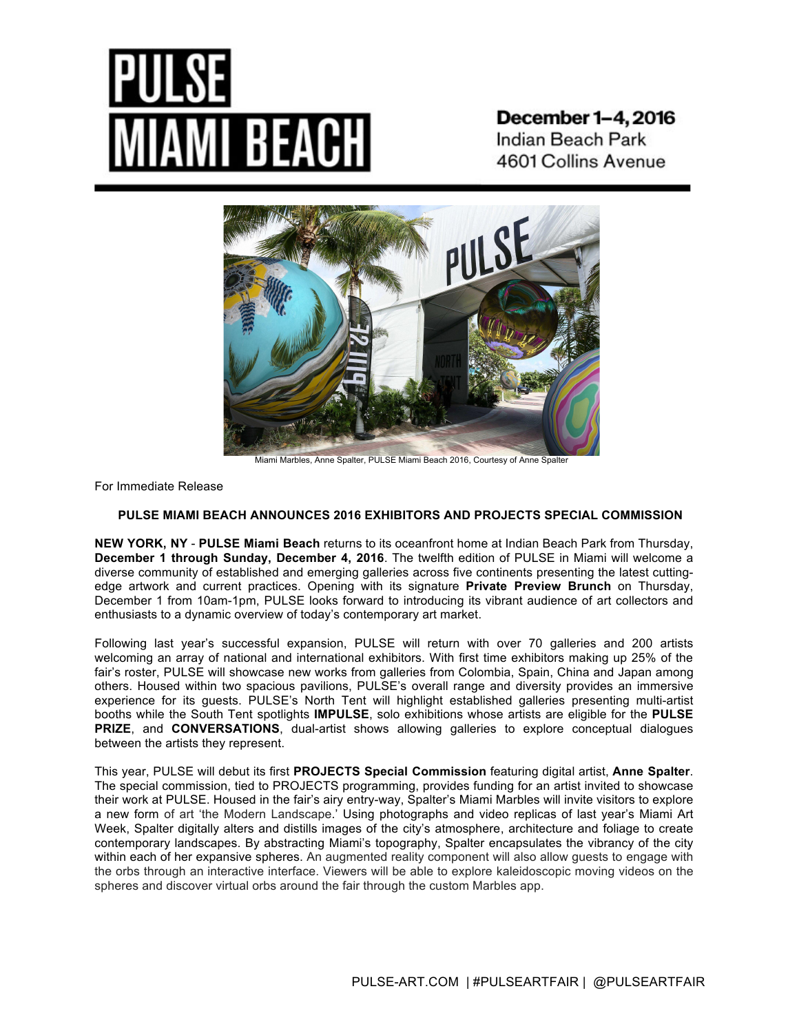# PULSE MIAMI BEACH

**December 1–4, 2016**
Indian Beach Park
4601 Collins Avenue

Miami Marbles, Anne Spalter, PULSE Miami Beach 2016, Courtesy of Anne Spalter

For Immediate Release

**PULSE MIAMI BEACH ANNOUNCES 2016 EXHIBITORS AND PROJECTS SPECIAL COMMISSION**

**NEW YORK, NY** - **PULSE Miami Beach** returns to its oceanfront home at Indian Beach Park from Thursday, **December 1 through Sunday, December 4, 2016**. The twelfth edition of PULSE in Miami will welcome a diverse community of established and emerging galleries across five continents presenting the latest cutting-edge artwork and current practices. Opening with its signature **Private Preview Brunch** on Thursday, December 1 from 10am-1pm, PULSE looks forward to introducing its vibrant audience of art collectors and enthusiasts to a dynamic overview of today's contemporary art market.

Following last year's successful expansion, PULSE will return with over 70 galleries and 200 artists welcoming an array of national and international exhibitors. With first time exhibitors making up 25% of the fair's roster, PULSE will showcase new works from galleries from Colombia, Spain, China and Japan among others. Housed within two spacious pavilions, PULSE's overall range and diversity provides an immersive experience for its guests. PULSE's North Tent will highlight established galleries presenting multi-artist booths while the South Tent spotlights **IMPULSE**, solo exhibitions whose artists are eligible for the **PULSE PRIZE**, and **CONVERSATIONS**, dual-artist shows allowing galleries to explore conceptual dialogues between the artists they represent.

This year, PULSE will debut its first **PROJECTS Special Commission** featuring digital artist, **Anne Spalter**. The special commission, tied to PROJECTS programming, provides funding for an artist invited to showcase their work at PULSE. Housed in the fair's airy entry-way, Spalter's Miami Marbles will invite visitors to explore a new form of art 'the Modern Landscape.' Using photographs and video replicas of last year's Miami Art Week, Spalter digitally alters and distills images of the city's atmosphere, architecture and foliage to create contemporary landscapes. By abstracting Miami's topography, Spalter encapsulates the vibrancy of the city within each of her expansive spheres. An augmented reality component will also allow guests to engage with the orbs through an interactive interface. Viewers will be able to explore kaleidoscopic moving videos on the spheres and discover virtual orbs around the fair through the custom Marbles app.

PULSE-ART.COM | #PULSEARTFAIR | @PULSEARTFAIR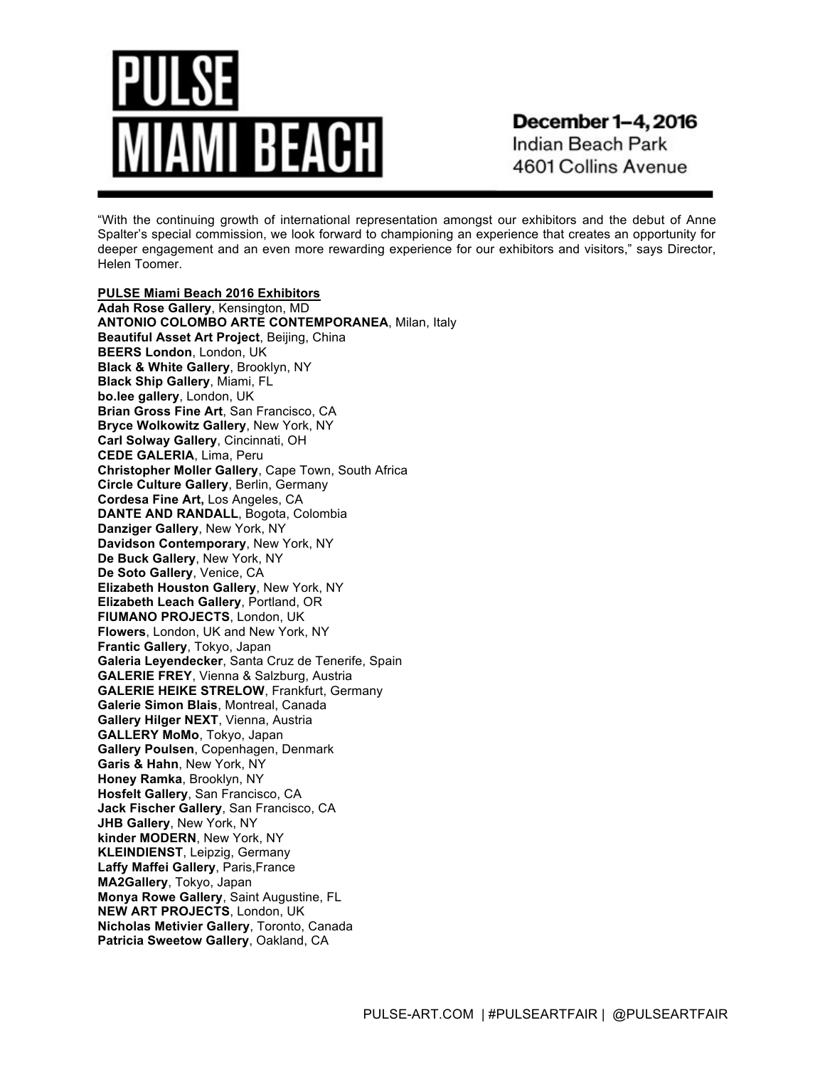# PULSE MIAMI BEACH

December 1–4, 2016
Indian Beach Park
4601 Collins Avenue

"With the continuing growth of international representation amongst our exhibitors and the debut of Anne Spalter's special commission, we look forward to championing an experience that creates an opportunity for deeper engagement and an even more rewarding experience for our exhibitors and visitors," says Director, Helen Toomer.

**PULSE Miami Beach 2016 Exhibitors**

**Adah Rose Gallery**, Kensington, MD
**ANTONIO COLOMBO ARTE CONTEMPORANEA**, Milan, Italy
**Beautiful Asset Art Project**, Beijing, China
**BEERS London**, London, UK
**Black & White Gallery**, Brooklyn, NY
**Black Ship Gallery**, Miami, FL
**bo.lee gallery**, London, UK
**Brian Gross Fine Art**, San Francisco, CA
**Bryce Wolkowitz Gallery**, New York, NY
**Carl Solway Gallery**, Cincinnati, OH
**CEDE GALERIA**, Lima, Peru
**Christopher Moller Gallery**, Cape Town, South Africa
**Circle Culture Gallery**, Berlin, Germany
**Cordesa Fine Art,** Los Angeles, CA
**DANTE AND RANDALL**, Bogota, Colombia
**Danziger Gallery**, New York, NY
**Davidson Contemporary**, New York, NY
**De Buck Gallery**, New York, NY
**De Soto Gallery**, Venice, CA
**Elizabeth Houston Gallery**, New York, NY
**Elizabeth Leach Gallery**, Portland, OR
**FIUMANO PROJECTS**, London, UK
**Flowers**, London, UK and New York, NY
**Frantic Gallery**, Tokyo, Japan
**Galeria Leyendecker**, Santa Cruz de Tenerife, Spain
**GALERIE FREY**, Vienna & Salzburg, Austria
**GALERIE HEIKE STRELOW**, Frankfurt, Germany
**Galerie Simon Blais**, Montreal, Canada
**Gallery Hilger NEXT**, Vienna, Austria
**GALLERY MoMo**, Tokyo, Japan
**Gallery Poulsen**, Copenhagen, Denmark
**Garis & Hahn**, New York, NY
**Honey Ramka**, Brooklyn, NY
**Hosfelt Gallery**, San Francisco, CA
**Jack Fischer Gallery**, San Francisco, CA
**JHB Gallery**, New York, NY
**kinder MODERN**, New York, NY
**KLEINDIENST**, Leipzig, Germany
**Laffy Maffei Gallery**, Paris,France
**MA2Gallery**, Tokyo, Japan
**Monya Rowe Gallery**, Saint Augustine, FL
**NEW ART PROJECTS**, London, UK
**Nicholas Metivier Gallery**, Toronto, Canada
**Patricia Sweetow Gallery**, Oakland, CA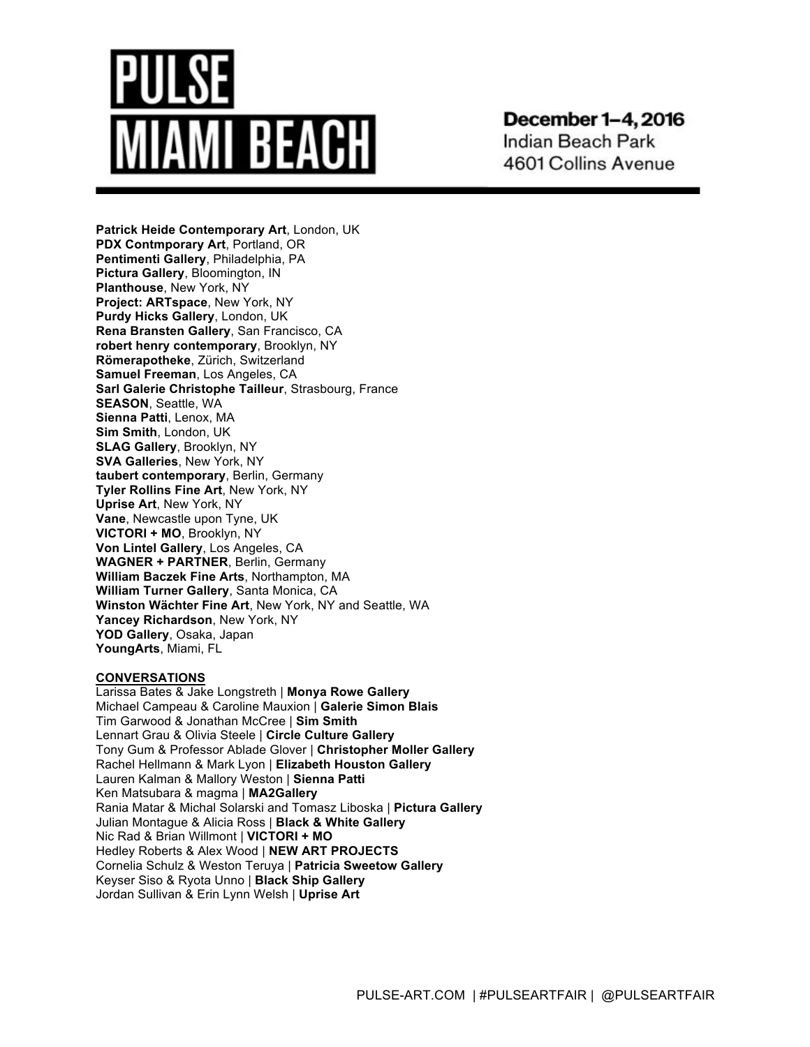# PULSE MIAMI BEACH

December 1–4, 2016
Indian Beach Park
4601 Collins Avenue

**Patrick Heide Contemporary Art**, London, UK
**PDX Contmporary Art**, Portland, OR
**Pentimenti Gallery**, Philadelphia, PA
**Pictura Gallery**, Bloomington, IN
**Planthouse**, New York, NY
**Project: ARTspace**, New York, NY
**Purdy Hicks Gallery**, London, UK
**Rena Bransten Gallery**, San Francisco, CA
**robert henry contemporary**, Brooklyn, NY
**Römerapotheke**, Zürich, Switzerland
**Samuel Freeman**, Los Angeles, CA
**Sarl Galerie Christophe Tailleur**, Strasbourg, France
**SEASON**, Seattle, WA
**Sienna Patti**, Lenox, MA
**Sim Smith**, London, UK
**SLAG Gallery**, Brooklyn, NY
**SVA Galleries**, New York, NY
**taubert contemporary**, Berlin, Germany
**Tyler Rollins Fine Art**, New York, NY
**Uprise Art**, New York, NY
**Vane**, Newcastle upon Tyne, UK
**VICTORI + MO**, Brooklyn, NY
**Von Lintel Gallery**, Los Angeles, CA
**WAGNER + PARTNER**, Berlin, Germany
**William Baczek Fine Arts**, Northampton, MA
**William Turner Gallery**, Santa Monica, CA
**Winston Wächter Fine Art**, New York, NY and Seattle, WA
**Yancey Richardson**, New York, NY
**YOD Gallery**, Osaka, Japan
**YoungArts**, Miami, FL

**CONVERSATIONS**

Larissa Bates & Jake Longstreth | **Monya Rowe Gallery**
Michael Campeau & Caroline Mauxion | **Galerie Simon Blais**
Tim Garwood & Jonathan McCree | **Sim Smith**
Lennart Grau & Olivia Steele | **Circle Culture Gallery**
Tony Gum & Professor Ablade Glover | **Christopher Moller Gallery**
Rachel Hellmann & Mark Lyon | **Elizabeth Houston Gallery**
Lauren Kalman & Mallory Weston | **Sienna Patti**
Ken Matsubara & magma | **MA2Gallery**
Rania Matar & Michal Solarski and Tomasz Liboska | **Pictura Gallery**
Julian Montague & Alicia Ross | **Black & White Gallery**
Nic Rad & Brian Willmont | **VICTORI + MO**
Hedley Roberts & Alex Wood | **NEW ART PROJECTS**
Cornelia Schulz & Weston Teruya | **Patricia Sweetow Gallery**
Keyser Siso & Ryota Unno | **Black Ship Gallery**
Jordan Sullivan & Erin Lynn Welsh | **Uprise Art**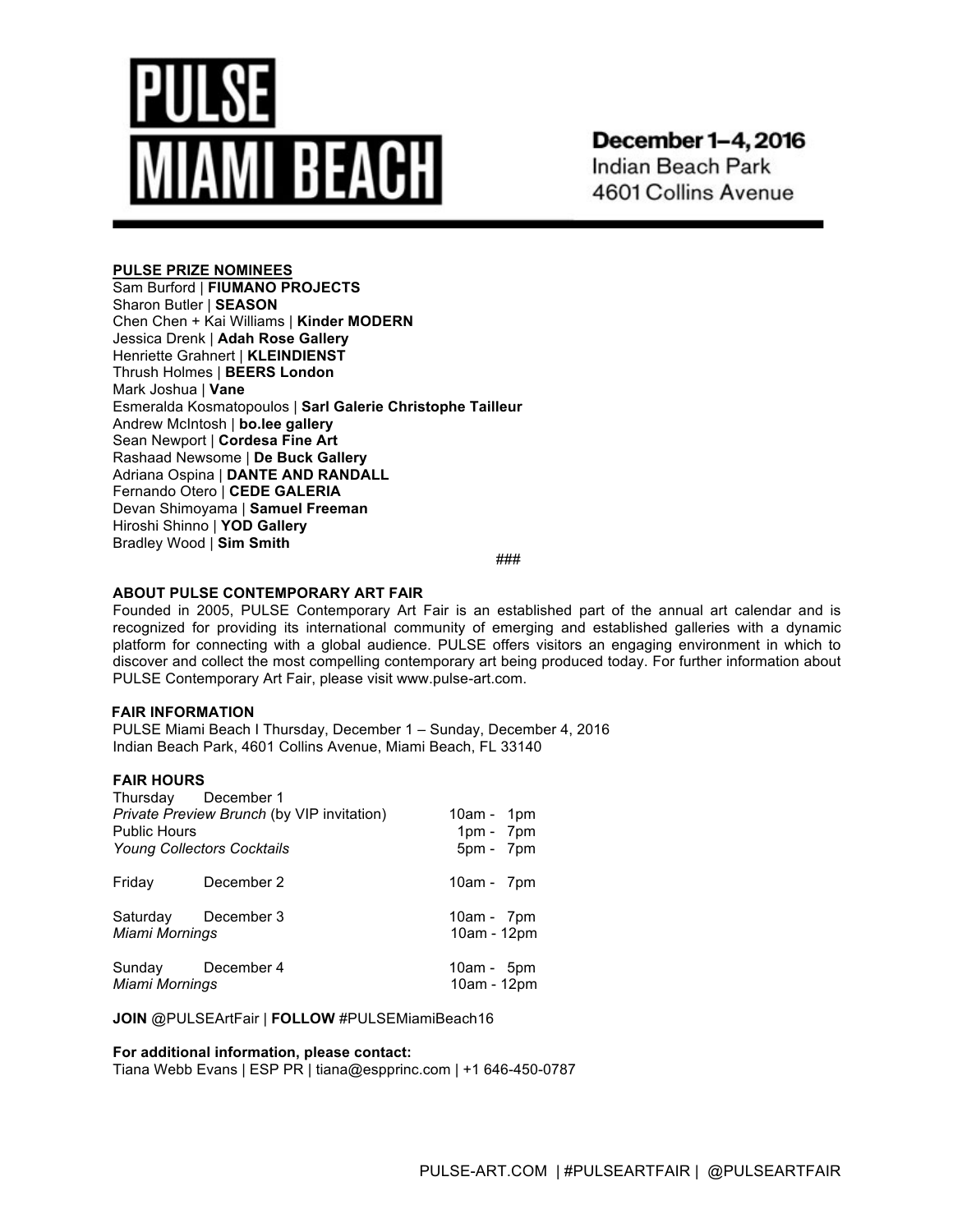# PULSE MIAMI BEACH

**December 1–4, 2016**
Indian Beach Park
4601 Collins Avenue

---

**PULSE PRIZE NOMINEES**

Sam Burford | **FIUMANO PROJECTS**
Sharon Butler | **SEASON**
Chen Chen + Kai Williams | **Kinder MODERN**
Jessica Drenk | **Adah Rose Gallery**
Henriette Grahnert | **KLEINDIENST**
Thrush Holmes | **BEERS London**
Mark Joshua | **Vane**
Esmeralda Kosmatopoulos | **Sarl Galerie Christophe Tailleur**
Andrew McIntosh | **bo.lee gallery**
Sean Newport | **Cordesa Fine Art**
Rashaad Newsome | **De Buck Gallery**
Adriana Ospina | **DANTE AND RANDALL**
Fernando Otero | **CEDE GALERIA**
Devan Shimoyama | **Samuel Freeman**
Hiroshi Shinno | **YOD Gallery**
Bradley Wood | **Sim Smith**

###

**ABOUT PULSE CONTEMPORARY ART FAIR**

Founded in 2005, PULSE Contemporary Art Fair is an established part of the annual art calendar and is recognized for providing its international community of emerging and established galleries with a dynamic platform for connecting with a global audience. PULSE offers visitors an engaging environment in which to discover and collect the most compelling contemporary art being produced today. For further information about PULSE Contemporary Art Fair, please visit www.pulse-art.com.

**FAIR INFORMATION**

PULSE Miami Beach I Thursday, December 1 – Sunday, December 4, 2016
Indian Beach Park, 4601 Collins Avenue, Miami Beach, FL 33140

**FAIR HOURS**

| | | |
|---|---|---|
| Thursday | December 1 | |
| *Private Preview Brunch* (by VIP invitation) | | 10am - 1pm |
| Public Hours | | 1pm - 7pm |
| *Young Collectors Cocktails* | | 5pm - 7pm |
| Friday | December 2 | 10am - 7pm |
| Saturday | December 3 | 10am - 7pm |
| *Miami Mornings* | | 10am - 12pm |
| Sunday | December 4 | 10am - 5pm |
| *Miami Mornings* | | 10am - 12pm |

**JOIN** @PULSEArtFair | **FOLLOW** #PULSEMiamiBeach16

**For additional information, please contact:**
Tiana Webb Evans | ESP PR | tiana@espprinc.com | +1 646-450-0787